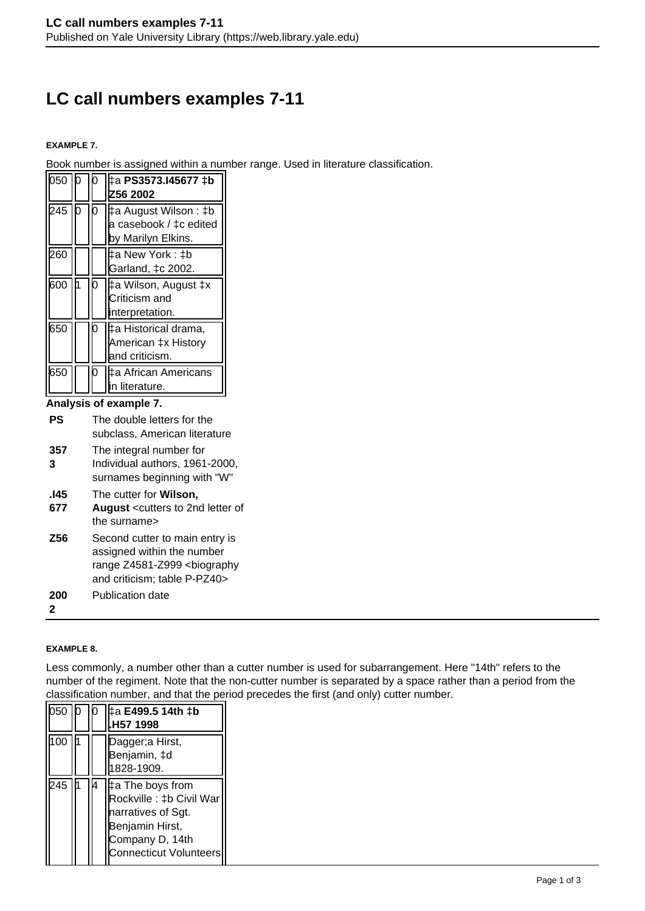# LC call numbers examples 7-11

**EXAMPLE 7.**

Book number is assigned within a number range. Used in literature classification.

| | | | |
|---|---|---|---|
| 050 | 0 | 0 | ‡a **PS3573.I45677 ‡b Z56 2002** |
| 245 | 0 | 0 | ‡a August Wilson : ‡b a casebook / ‡c edited by Marilyn Elkins. |
| 260 | | | ‡a New York : ‡b Garland, ‡c 2002. |
| 600 | 1 | 0 | ‡a Wilson, August ‡x Criticism and interpretation. |
| 650 | | 0 | ‡a Historical drama, American ‡x History and criticism. |
| 650 | | 0 | ‡a African Americans in literature. |

**Analysis of example 7.**

| | |
|---|---|
| **PS** | The double letters for the subclass, American literature |
| **3573** | The integral number for Individual authors, 1961-2000, surnames beginning with "W" |
| **.I45677** | The cutter for **Wilson, August** <cutters to 2nd letter of the surname> |
| **Z56** | Second cutter to main entry is assigned within the number range Z4581-Z999 <biography and criticism; table P-PZ40> |
| **2002** | Publication date |

**EXAMPLE 8.**

Less commonly, a number other than a cutter number is used for subarrangement. Here "14th" refers to the number of the regiment. Note that the non-cutter number is separated by a space rather than a period from the classification number, and that the period precedes the first (and only) cutter number.

| | | | |
|---|---|---|---|
| 050 | 0 | 0 | ‡a **E499.5 14th ‡b .H57 1998** |
| 100 | 1 | | Dagger;a Hirst, Benjamin, ‡d 1828-1909. |
| 245 | 1 | 4 | ‡a The boys from Rockville : ‡b Civil War narratives of Sgt. Benjamin Hirst, Company D, 14th Connecticut Volunteers |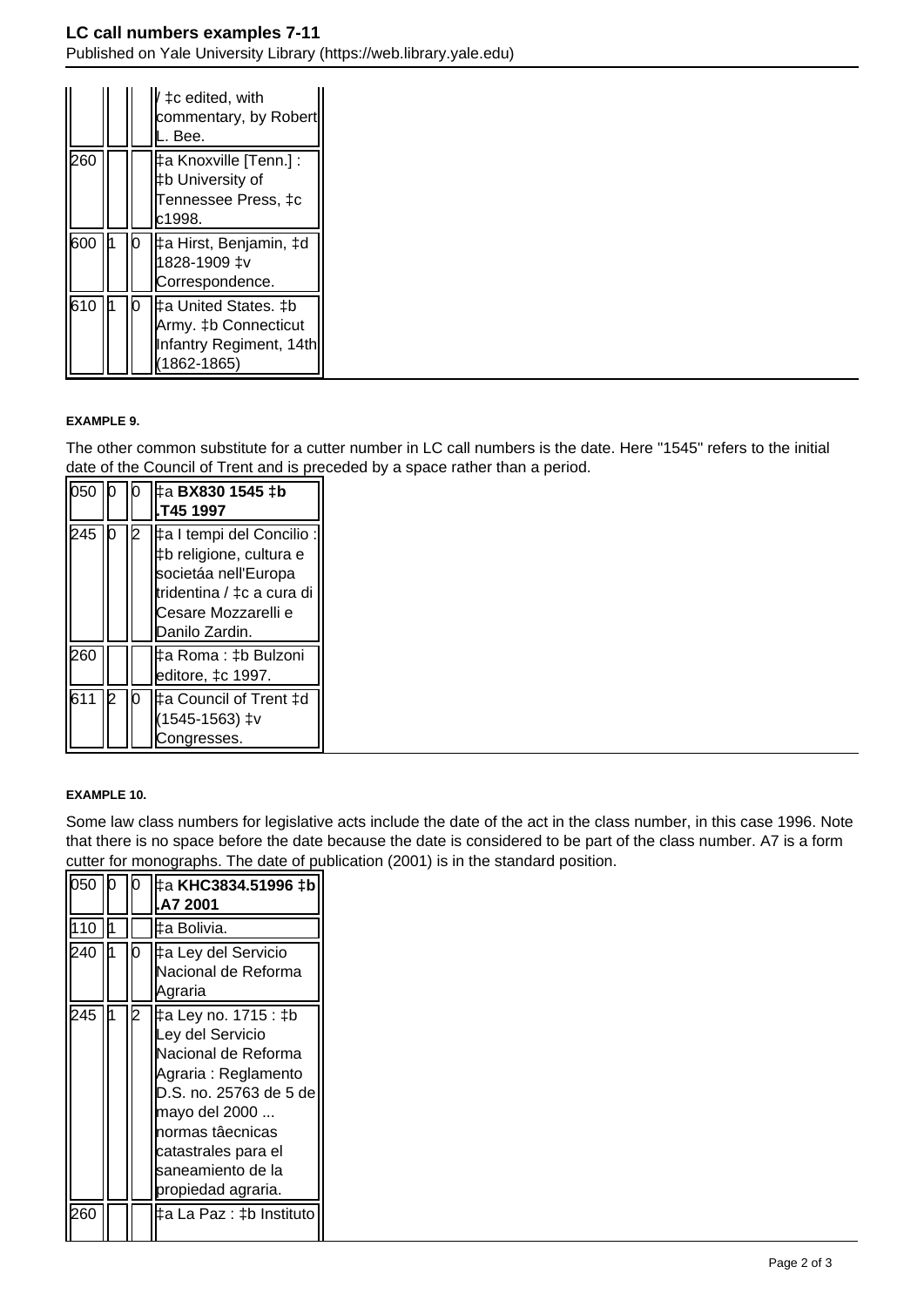|  |  |  |  |
|---|---|---|---|
|  |  |  | / ‡c edited, with commentary, by Robert L. Bee. |
| 260 |  |  | ‡a Knoxville [Tenn.] : ‡b University of Tennessee Press, ‡c c1998. |
| 600 | 1 | 0 | ‡a Hirst, Benjamin, ‡d 1828-1909 ‡v Correspondence. |
| 610 | 1 | 0 | ‡a United States. ‡b Army. ‡b Connecticut Infantry Regiment, 14th (1862-1865) |

#### EXAMPLE 9.

The other common substitute for a cutter number in LC call numbers is the date. Here "1545" refers to the initial date of the Council of Trent and is preceded by a space rather than a period.

|  |  |  |  |
|---|---|---|---|
| 050 | 0 | 0 | ‡a **BX830 1545 ‡b .T45 1997** |
| 245 | 0 | 2 | ‡a I tempi del Concilio : ‡b religione, cultura e societáa nell'Europa tridentina / ‡c a cura di Cesare Mozzarelli e Danilo Zardin. |
| 260 |  |  | ‡a Roma : ‡b Bulzoni editore, ‡c 1997. |
| 611 | 2 | 0 | ‡a Council of Trent ‡d (1545-1563) ‡v Congresses. |

#### EXAMPLE 10.

Some law class numbers for legislative acts include the date of the act in the class number, in this case 1996. Note that there is no space before the date because the date is considered to be part of the class number. A7 is a form cutter for monographs. The date of publication (2001) is in the standard position.

|  |  |  |  |
|---|---|---|---|
| 050 | 0 | 0 | ‡a **KHC3834.51996 ‡b .A7 2001** |
| 110 | 1 |  | ‡a Bolivia. |
| 240 | 1 | 0 | ‡a Ley del Servicio Nacional de Reforma Agraria |
| 245 | 1 | 2 | ‡a Ley no. 1715 : ‡b Ley del Servicio Nacional de Reforma Agraria : Reglamento D.S. no. 25763 de 5 de mayo del 2000 ... normas tâecnicas catastrales para el saneamiento de la propiedad agraria. |
| 260 |  |  | ‡a La Paz : ‡b Instituto |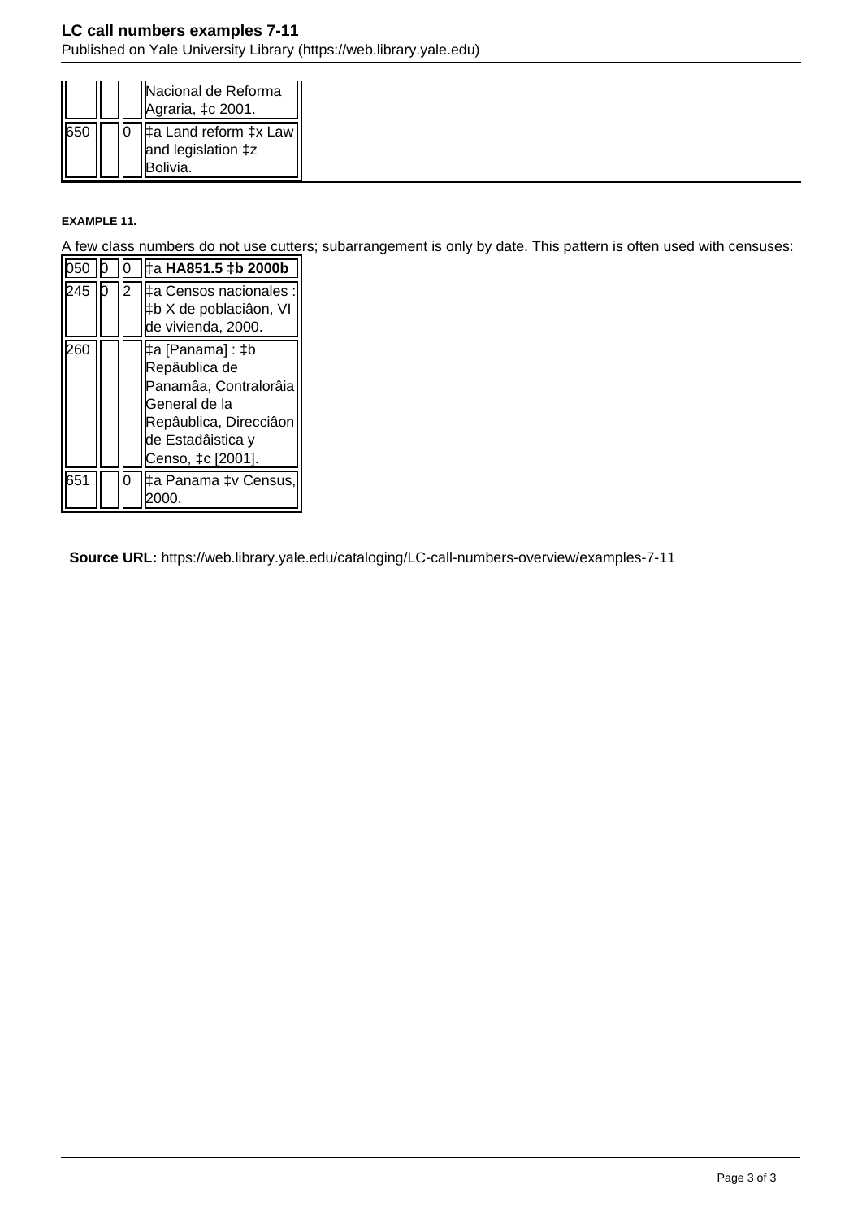| | | | |
|---|---|---|---|
| | | | Nacional de Reforma Agraria, ‡c 2001. |
| 650 | | 0 | ‡a Land reform ‡x Law and legislation ‡z Bolivia. |

**EXAMPLE 11.**

A few class numbers do not use cutters; subarrangement is only by date. This pattern is often used with censuses:

| | | | |
|---|---|---|---|
| 050 | 0 | 0 | ‡a **HA851.5 ‡b 2000b** |
| 245 | 0 | 2 | ‡a Censos nacionales : ‡b X de poblaciâon, VI de vivienda, 2000. |
| 260 | | | ‡a [Panama] : ‡b Repâublica de Panamâa, Contralorâia General de la Repâublica, Direcciâon de Estadâistica y Censo, ‡c [2001]. |
| 651 | | 0 | ‡a Panama ‡v Census, 2000. |

**Source URL:** https://web.library.yale.edu/cataloging/LC-call-numbers-overview/examples-7-11